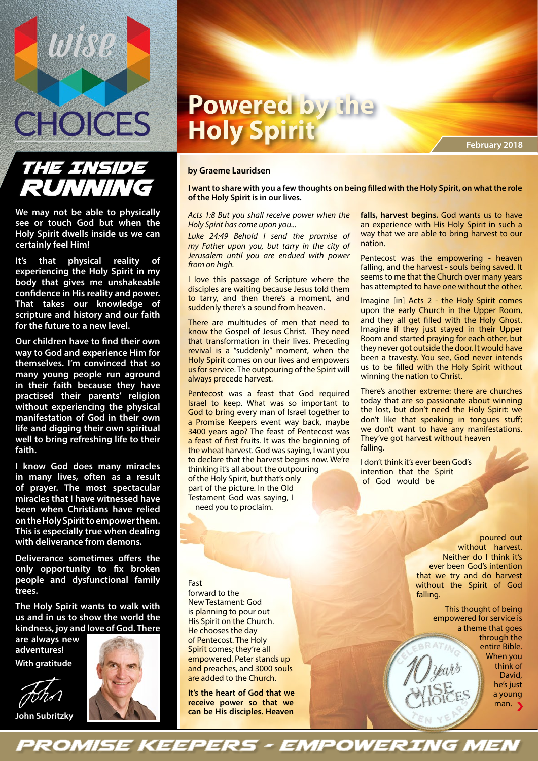# Powered by the Holy Spirit

February 2018

## THE INSIDE RUNNING

**We may not be able to physically see or touch God but when the Holy Spirit dwells inside us we can certainly feel Him!**

**It's that physical reality of experiencing the Holy Spirit in my body that gives me unshakeable confidence in His reality and power. That takes our knowledge of scripture and history and our faith for the future to a new level.**

**Our children have to find their own way to God and experience Him for themselves. I'm convinced that so many young people run aground in their faith because they have practised their parents' religion without experiencing the physical manifestation of God in their own life and digging their own spiritual well to bring refreshing life to their faith.**

**I know God does many miracles in many lives, often as a result of prayer. The most spectacular miracles that I have witnessed have been when Christians have relied on the Holy Spirit to empower them. This is especially true when dealing with deliverance from demons.**

**Deliverance sometimes offers the only opportunity to fix broken people and dysfunctional family trees.**

**The Holy Spirit wants to walk with us and in us to show the world the kindness, joy and love of God. There are always new adventures!**

**With gratitude**

**John Subritzky**

---

**by Graeme Lauridsen**

**I want to share with you a few thoughts on being filled with the Holy Spirit, on what the role of the Holy Spirit is in our lives.**

*Acts 1:8 But you shall receive power when the Holy Spirit has come upon you...*

*Luke 24:49 Behold I send the promise of my Father upon you, but tarry in the city of Jerusalem until you are endued with power from on high.*

I love this passage of Scripture where the disciples are waiting because Jesus told them to tarry, and then there's a moment, and suddenly there's a sound from heaven.

There are multitudes of men that need to know the Gospel of Jesus Christ. They need that transformation in their lives. Preceding revival is a "suddenly" moment, when the Holy Spirit comes on our lives and empowers us for service. The outpouring of the Spirit will always precede harvest.

Pentecost was a feast that God required Israel to keep. What was so important to God to bring every man of Israel together to a Promise Keepers event way back, maybe 3400 years ago? The feast of Pentecost was a feast of first fruits. It was the beginning of the wheat harvest. God was saying, I want you to declare that the harvest begins now. We're thinking it's all about the outpouring of the Holy Spirit, but that's only part of the picture. In the Old Testament God was saying, I need you to proclaim.

Fast forward to the New Testament: God is planning to pour out His Spirit on the Church. He chooses the day of Pentecost. The Holy Spirit comes; they're all empowered. Peter stands up and preaches, and 3000 souls are added to the Church.

**It's the heart of God that we receive power so that we can be His disciples. Heaven falls, harvest begins.** God wants us to have an experience with His Holy Spirit in such a way that we are able to bring harvest to our nation.

Pentecost was the empowering - heaven falling, and the harvest - souls being saved. It seems to me that the Church over many years has attempted to have one without the other.

Imagine [in] Acts 2 - the Holy Spirit comes upon the early Church in the Upper Room, and they all get filled with the Holy Ghost. Imagine if they just stayed in their Upper Room and started praying for each other, but they never got outside the door. It would have been a travesty. You see, God never intends us to be filled with the Holy Spirit without winning the nation to Christ.

There's another extreme: there are churches today that are so passionate about winning the lost, but don't need the Holy Spirit: we don't like that speaking in tongues stuff; we don't want to have any manifestations. They've got harvest without heaven falling.

I don't think it's ever been God's intention that the Spirit of God would be poured out without harvest. Neither do I think it's ever been God's intention that we try and do harvest without the Spirit of God falling.

This thought of being empowered for service is a theme that goes through the entire Bible. When you think of David, he's just a young man.

PROMISE KEEPERS - EMPOWERING MEN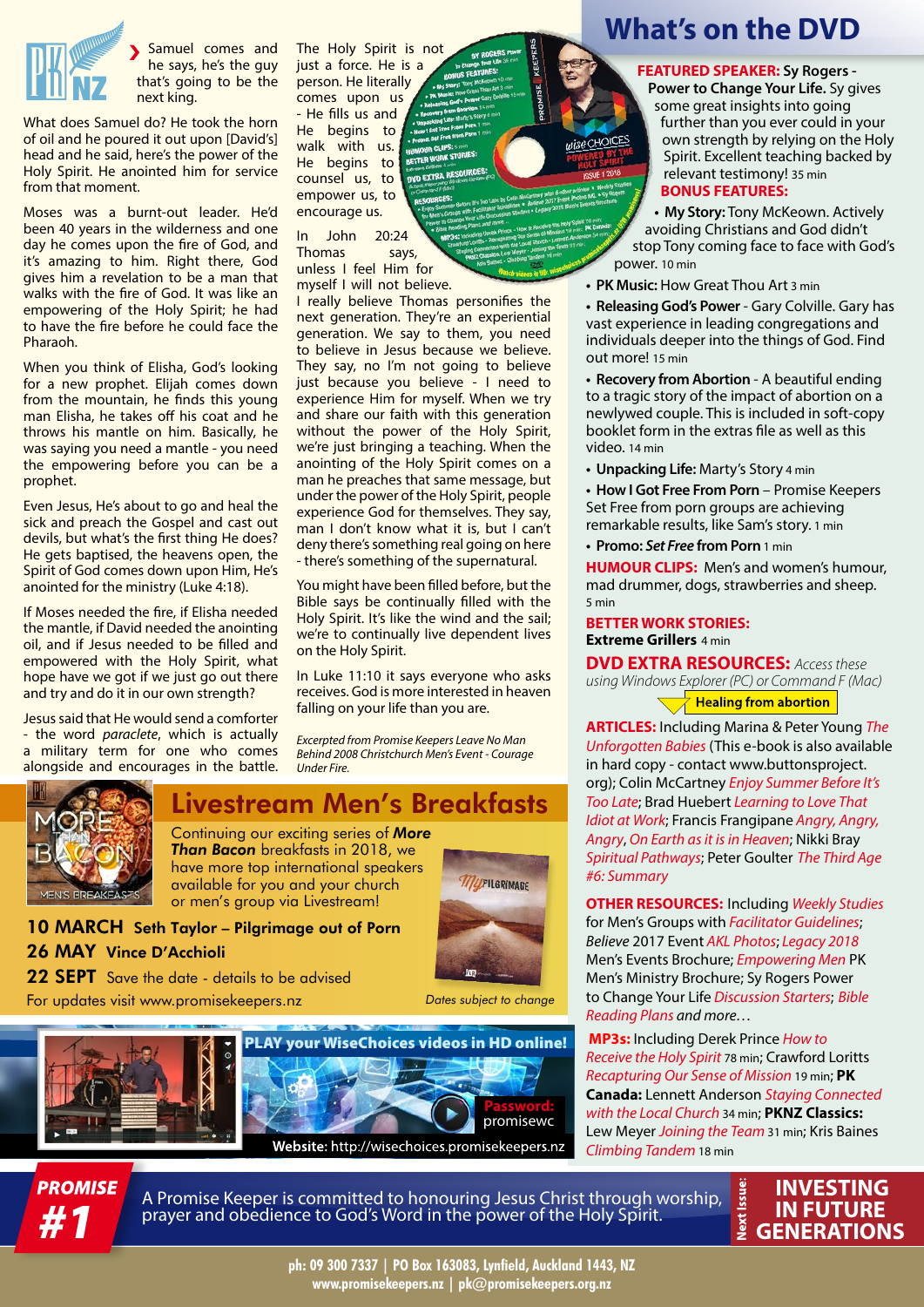Samuel comes and he says, he's the guy that's going to be the next king.

What does Samuel do? He took the horn of oil and he poured it out upon [David's] head and he said, here's the power of the Holy Spirit. He anointed him for service from that moment.

Moses was a burnt-out leader. He'd been 40 years in the wilderness and one day he comes upon the fire of God, and it's amazing to him. Right there, God gives him a revelation to be a man that walks with the fire of God. It was like an empowering of the Holy Spirit; he had to have the fire before he could face the Pharaoh.

When you think of Elisha, God's looking for a new prophet. Elijah comes down from the mountain, he finds this young man Elisha, he takes off his coat and he throws his mantle on him. Basically, he was saying you need a mantle - you need the empowering before you can be a prophet.

Even Jesus, He's about to go and heal the sick and preach the Gospel and cast out devils, but what's the first thing He does? He gets baptised, the heavens open, the Spirit of God comes down upon Him, He's anointed for the ministry (Luke 4:18).

If Moses needed the fire, if Elisha needed the mantle, if David needed the anointing oil, and if Jesus needed to be filled and empowered with the Holy Spirit, what hope have we got if we just go out there and try and do it in our own strength?

Jesus said that He would send a comforter - the word *paraclete*, which is actually a military term for one who comes alongside and encourages in the battle.

The Holy Spirit is not just a force. He is a person. He literally comes upon us - He fills us and He begins to walk with us. He begins to counsel us, to empower us, to encourage us.

In John 20:24 Thomas says, unless I feel Him for myself I will not believe.

I really believe Thomas personifies the next generation. They're an experiential generation. We say to them, you need to believe in Jesus because we believe. They say, no I'm not going to believe just because you believe - I need to experience Him for myself. When we try and share our faith with this generation without the power of the Holy Spirit, we're just bringing a teaching. When the anointing of the Holy Spirit comes on a man he preaches that same message, but under the power of the Holy Spirit, people experience God for themselves. They say, man I don't know what it is, but I can't deny there's something real going on here - there's something of the supernatural.

You might have been filled before, but the Bible says be continually filled with the Holy Spirit. It's like the wind and the sail; we're to continually live dependent lives on the Holy Spirit.

In Luke 11:10 it says everyone who asks receives. God is more interested in heaven falling on your life than you are.

*Excerpted from Promise Keepers Leave No Man Behind 2008 Christchurch Men's Event - Courage Under Fire.*

# What's on the DVD

**FEATURED SPEAKER: Sy Rogers - Power to Change Your Life.** Sy gives some great insights into going further than you ever could in your own strength by relying on the Holy Spirit. Excellent teaching backed by relevant testimony! 35 min

**BONUS FEATURES:**

- **My Story:** Tony McKeown. Actively avoiding Christians and God didn't stop Tony coming face to face with God's power. 10 min
- **PK Music:** How Great Thou Art 3 min
- **Releasing God's Power** - Gary Colville. Gary has vast experience in leading congregations and individuals deeper into the things of God. Find out more! 15 min
- **Recovery from Abortion** - A beautiful ending to a tragic story of the impact of abortion on a newlywed couple. This is included in soft-copy booklet form in the extras file as well as this video. 14 min
- **Unpacking Life:** Marty's Story 4 min
- **How I Got Free From Porn** – Promise Keepers Set Free from porn groups are achieving remarkable results, like Sam's story. 1 min
- **Promo: *Set Free* from Porn** 1 min

**HUMOUR CLIPS:** Men's and women's humour, mad drummer, dogs, strawberries and sheep. 5 min

**BETTER WORK STORIES:**
**Extreme Grillers** 4 min

**DVD EXTRA RESOURCES:** *Access these using Windows Explorer (PC) or Command F (Mac)*

**Healing from abortion**

**ARTICLES:** Including Marina & Peter Young *The Unforgotten Babies* (This e-book is also available in hard copy - contact www.buttonsproject.org); Colin McCartney *Enjoy Summer Before It's Too Late*; Brad Huebert *Learning to Love That Idiot at Work*; Francis Frangipane *Angry, Angry, Angry*, *On Earth as it is in Heaven*; Nikki Bray *Spiritual Pathways*; Peter Goulter *The Third Age #6: Summary*

**OTHER RESOURCES:** Including *Weekly Studies* for Men's Groups with *Facilitator Guidelines*; *Believe* 2017 Event *AKL Photos*; *Legacy 2018* Men's Events Brochure; *Empowering Men* PK Men's Ministry Brochure; Sy Rogers Power to Change Your Life *Discussion Starters*; *Bible Reading Plans* and more…

**MP3s:** Including Derek Prince *How to Receive the Holy Spirit* 78 min; Crawford Loritts *Recapturing Our Sense of Mission* 19 min; **PK Canada:** Lennett Anderson *Staying Connected with the Local Church* 34 min; **PKNZ Classics:** Lew Meyer *Joining the Team* 31 min; Kris Baines *Climbing Tandem* 18 min

## Livestream Men's Breakfasts

Continuing our exciting series of ***More Than Bacon*** breakfasts in 2018, we have more top international speakers available for you and your church or men's group via Livestream!

**10 MARCH** Seth Taylor – Pilgrimage out of Porn
**26 MAY** Vince D'Acchioli
**22 SEPT** Save the date - details to be advised

For updates visit www.promisekeepers.nz

*Dates subject to change*

**PLAY your WiseChoices videos in HD online!**
**Password:** promisewc
**Website:** http://wisechoices.promisekeepers.nz

***PROMISE #1***
A Promise Keeper is committed to honouring Jesus Christ through worship, prayer and obedience to God's Word in the power of the Holy Spirit.

Next Issue: **INVESTING IN FUTURE GENERATIONS**

ph: 09 300 7337 | PO Box 163083, Lynfield, Auckland 1443, NZ
www.promisekeepers.nz | pk@promisekeepers.org.nz